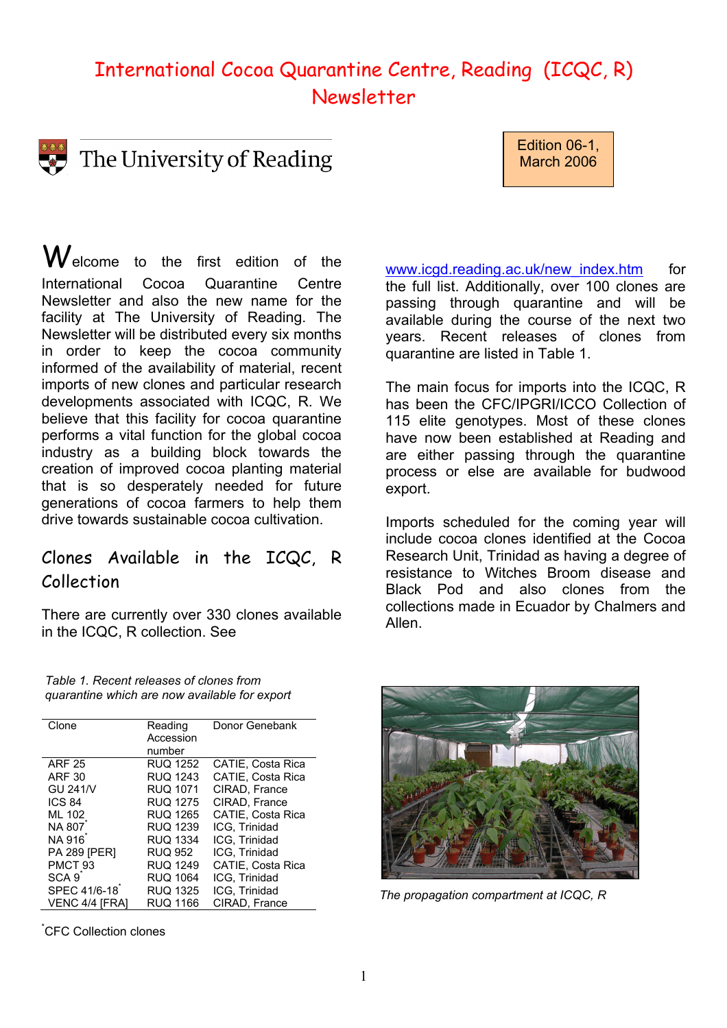# International Cocoa Quarantine Centre, Reading (ICQC, R) Newsletter

The University of Reading

Edition 06-1, March 2006

Welcome to the first edition of the International Cocoa Quarantine Centre Newsletter and also the new name for the facility at The University of Reading. The Newsletter will be distributed every six months in order to keep the cocoa community informed of the availability of material, recent imports of new clones and particular research developments associated with ICQC, R. We believe that this facility for cocoa quarantine performs a vital function for the global cocoa industry as a building block towards the creation of improved cocoa planting material that is so desperately needed for future generations of cocoa farmers to help them drive towards sustainable cocoa cultivation.

## Clones Available in the ICQC, R Collection

There are currently over 330 clones available in the ICQC, R collection. See www.icgd.reading.ac.uk/new_index.htm for the full list. Additionally, over 100 clones are passing through quarantine and will be available during the course of the next two years. Recent releases of clones from quarantine are listed in Table 1.

The main focus for imports into the ICQC, R has been the CFC/IPGRI/ICCO Collection of 115 elite genotypes. Most of these clones have now been established at Reading and are either passing through the quarantine process or else are available for budwood export.

Imports scheduled for the coming year will include cocoa clones identified at the Cocoa Research Unit, Trinidad as having a degree of resistance to Witches Broom disease and Black Pod and also clones from the collections made in Ecuador by Chalmers and Allen.

*Table 1. Recent releases of clones from quarantine which are now available for export*

| Clone | Reading Accession number | Donor Genebank |
|---|---|---|
| ARF 25 | RUQ 1252 | CATIE, Costa Rica |
| ARF 30 | RUQ 1243 | CATIE, Costa Rica |
| GU 241/V | RUQ 1071 | CIRAD, France |
| ICS 84 | RUQ 1275 | CIRAD, France |
| ML 102 | RUQ 1265 | CATIE, Costa Rica |
| NA 807* | RUQ 1239 | ICG, Trinidad |
| NA 916* | RUQ 1334 | ICG, Trinidad |
| PA 289 [PER] | RUQ 952 | ICG, Trinidad |
| PMCT 93 | RUQ 1249 | CATIE, Costa Rica |
| SCA 9* | RUQ 1064 | ICG, Trinidad |
| SPEC 41/6-18* | RUQ 1325 | ICG, Trinidad |
| VENC 4/4 [FRA] | RUQ 1166 | CIRAD, France |

*CFC Collection clones

*The propagation compartment at ICQC, R*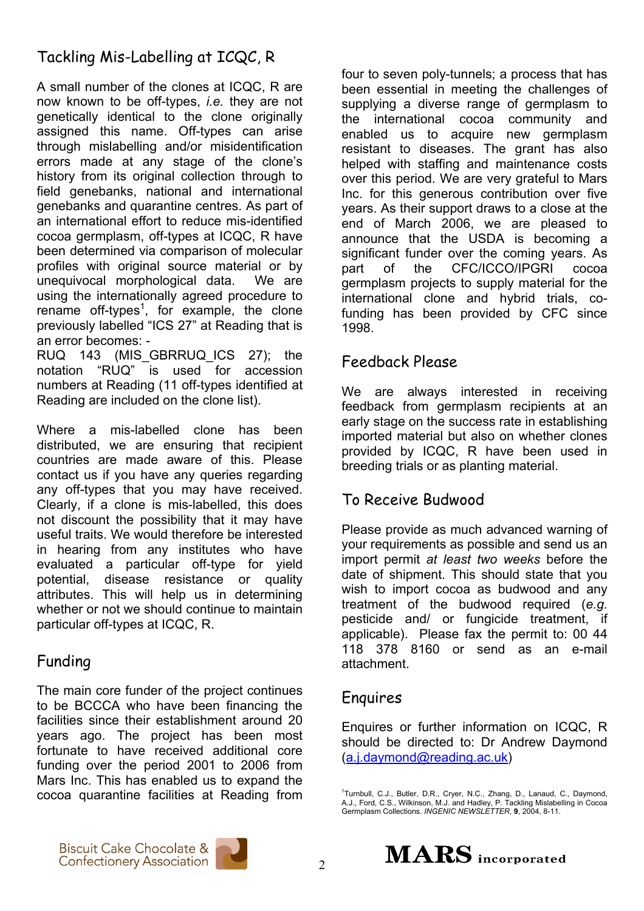## Tackling Mis-Labelling at ICQC, R

A small number of the clones at ICQC, R are now known to be off-types, *i.e.* they are not genetically identical to the clone originally assigned this name. Off-types can arise through mislabelling and/or misidentification errors made at any stage of the clone's history from its original collection through to field genebanks, national and international genebanks and quarantine centres. As part of an international effort to reduce mis-identified cocoa germplasm, off-types at ICQC, R have been determined via comparison of molecular profiles with original source material or by unequivocal morphological data. We are using the internationally agreed procedure to rename off-types[1], for example, the clone previously labelled "ICS 27" at Reading that is an error becomes: -
RUQ 143 (MIS_GBRRUQ_ICS 27); the notation "RUQ" is used for accession numbers at Reading (11 off-types identified at Reading are included on the clone list).

Where a mis-labelled clone has been distributed, we are ensuring that recipient countries are made aware of this. Please contact us if you have any queries regarding any off-types that you may have received. Clearly, if a clone is mis-labelled, this does not discount the possibility that it may have useful traits. We would therefore be interested in hearing from any institutes who have evaluated a particular off-type for yield potential, disease resistance or quality attributes. This will help us in determining whether or not we should continue to maintain particular off-types at ICQC, R.

## Funding

The main core funder of the project continues to be BCCCA who have been financing the facilities since their establishment around 20 years ago. The project has been most fortunate to have received additional core funding over the period 2001 to 2006 from Mars Inc. This has enabled us to expand the cocoa quarantine facilities at Reading from four to seven poly-tunnels; a process that has been essential in meeting the challenges of supplying a diverse range of germplasm to the international cocoa community and enabled us to acquire new germplasm resistant to diseases. The grant has also helped with staffing and maintenance costs over this period. We are very grateful to Mars Inc. for this generous contribution over five years. As their support draws to a close at the end of March 2006, we are pleased to announce that the USDA is becoming a significant funder over the coming years. As part of the CFC/ICCO/IPGRI cocoa germplasm projects to supply material for the international clone and hybrid trials, co-funding has been provided by CFC since 1998.

## Feedback Please

We are always interested in receiving feedback from germplasm recipients at an early stage on the success rate in establishing imported material but also on whether clones provided by ICQC, R have been used in breeding trials or as planting material.

## To Receive Budwood

Please provide as much advanced warning of your requirements as possible and send us an import permit *at least two weeks* before the date of shipment. This should state that you wish to import cocoa as budwood and any treatment of the budwood required (*e.g.* pesticide and/ or fungicide treatment, if applicable). Please fax the permit to: 00 44 118 378 8160 or send as an e-mail attachment.

## Enquires

Enquires or further information on ICQC, R should be directed to: Dr Andrew Daymond (a.j.daymond@reading.ac.uk)

[1] Turnbull, C.J., Butler, D.R., Cryer, N.C., Zhang, D., Lanaud, C., Daymond, A.J., Ford, C.S., Wilkinson, M.J. and Hadley, P. Tackling Mislabelling in Cocoa Germplasm Collections. *INGENIC NEWSLETTER*, **9**, 2004, 8-11.

Biscuit Cake Chocolate & Confectionery Association

MARS incorporated